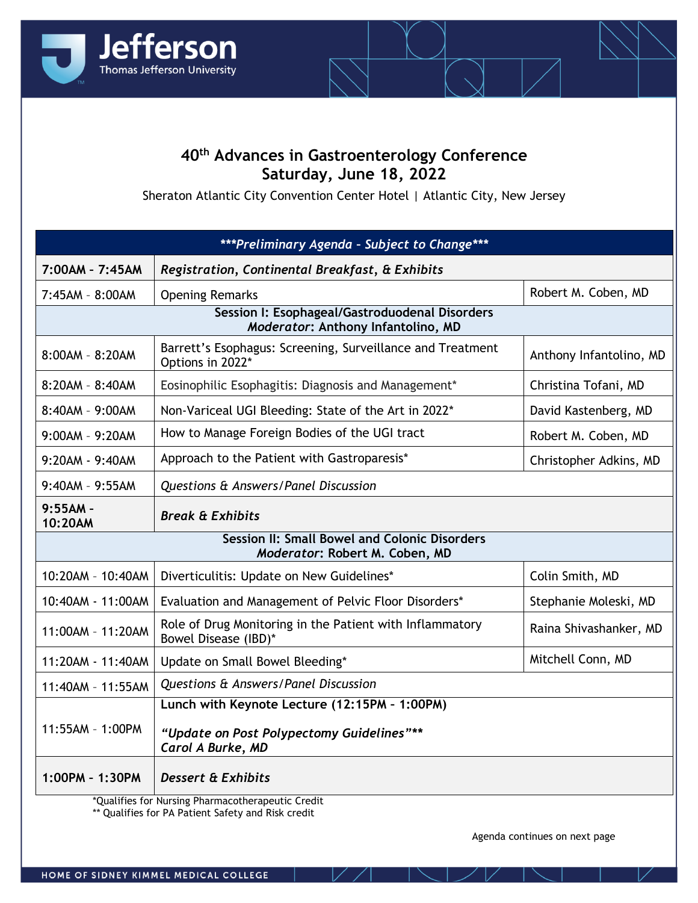Jefferson
Thomas Jefferson University

# 40th Advances in Gastroenterology Conference
## Saturday, June 18, 2022

Sheraton Atlantic City Convention Center Hotel | Atlantic City, New Jersey

| ****Preliminary Agenda – Subject to Change**** | | |
|---|---|---|
| **7:00AM – 7:45AM** | ***Registration, Continental Breakfast, & Exhibits*** | |
| 7:45AM – 8:00AM | Opening Remarks | Robert M. Coben, MD |
| **Session I: Esophageal/Gastroduodenal Disorders** *Moderator*: **Anthony Infantolino, MD** | | |
| 8:00AM – 8:20AM | Barrett's Esophagus: Screening, Surveillance and Treatment Options in 2022* | Anthony Infantolino, MD |
| 8:20AM – 8:40AM | Eosinophilic Esophagitis: Diagnosis and Management* | Christina Tofani, MD |
| 8:40AM – 9:00AM | Non-Variceal UGI Bleeding: State of the Art in 2022* | David Kastenberg, MD |
| 9:00AM – 9:20AM | How to Manage Foreign Bodies of the UGI tract | Robert M. Coben, MD |
| 9:20AM - 9:40AM | Approach to the Patient with Gastroparesis* | Christopher Adkins, MD |
| 9:40AM – 9:55AM | *Questions & Answers/Panel Discussion* | |
| **9:55AM - 10:20AM** | ***Break & Exhibits*** | |
| **Session II: Small Bowel and Colonic Disorders** *Moderator*: **Robert M. Coben, MD** | | |
| 10:20AM – 10:40AM | Diverticulitis: Update on New Guidelines* | Colin Smith, MD |
| 10:40AM - 11:00AM | Evaluation and Management of Pelvic Floor Disorders* | Stephanie Moleski, MD |
| 11:00AM – 11:20AM | Role of Drug Monitoring in the Patient with Inflammatory Bowel Disease (IBD)* | Raina Shivashanker, MD |
| 11:20AM - 11:40AM | Update on Small Bowel Bleeding* | Mitchell Conn, MD |
| 11:40AM – 11:55AM | *Questions & Answers/Panel Discussion* | |
| 11:55AM – 1:00PM | **Lunch with Keynote Lecture (12:15PM – 1:00PM)** ***"Update on Post Polypectomy Guidelines"**** ***Carol A Burke, MD*** | |
| **1:00PM – 1:30PM** | ***Dessert & Exhibits*** | |

*Qualifies for Nursing Pharmacotherapeutic Credit
** Qualifies for PA Patient Safety and Risk credit

Agenda continues on next page

HOME OF SIDNEY KIMMEL MEDICAL COLLEGE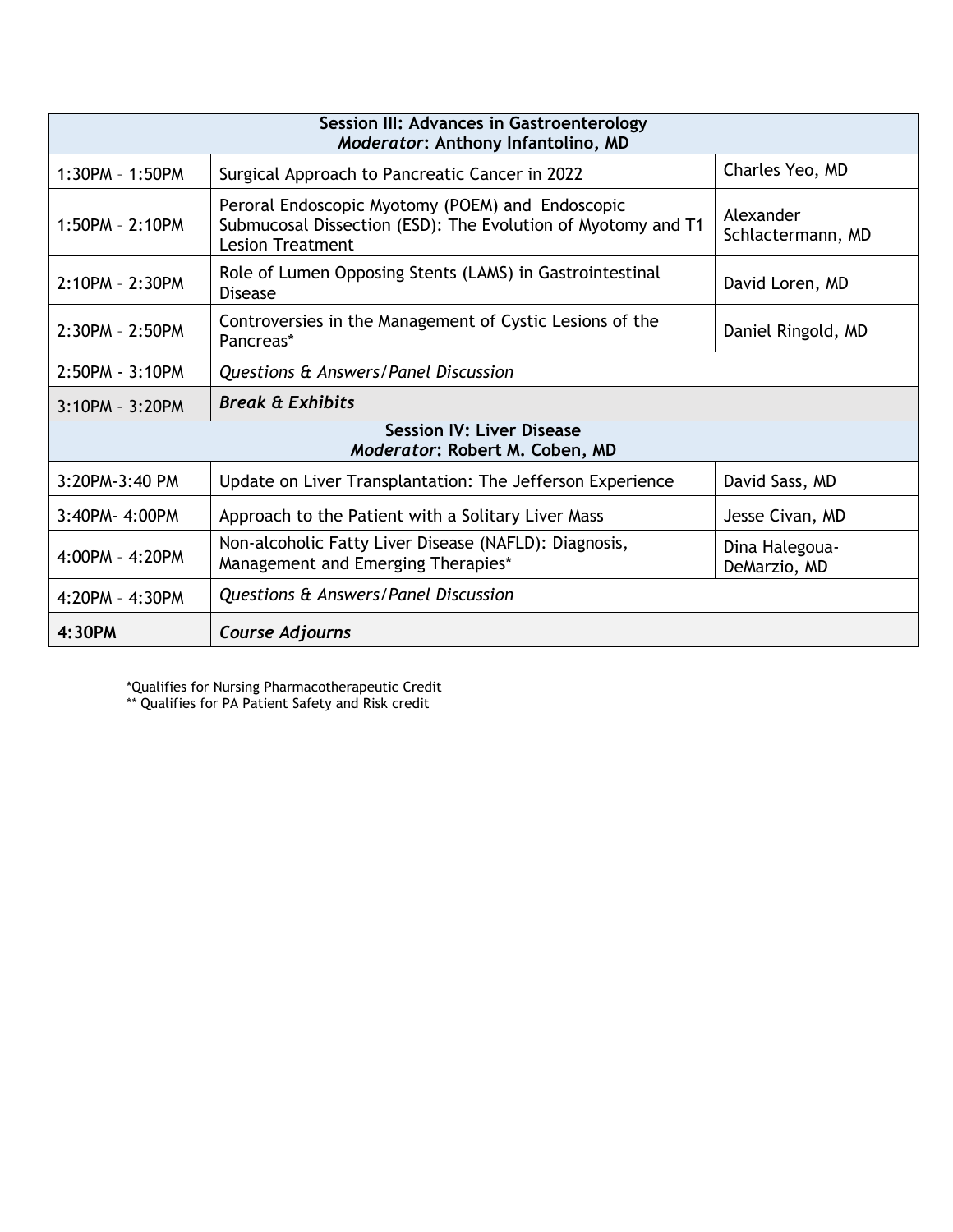| | | |
|---|---|---|
| **Session III: Advances in Gastroenterology** *Moderator*: **Anthony Infantolino, MD** | | |
| 1:30PM – 1:50PM | Surgical Approach to Pancreatic Cancer in 2022 | Charles Yeo, MD |
| 1:50PM – 2:10PM | Peroral Endoscopic Myotomy (POEM) and Endoscopic Submucosal Dissection (ESD): The Evolution of Myotomy and T1 Lesion Treatment | Alexander Schlactermann, MD |
| 2:10PM – 2:30PM | Role of Lumen Opposing Stents (LAMS) in Gastrointestinal Disease | David Loren, MD |
| 2:30PM – 2:50PM | Controversies in the Management of Cystic Lesions of the Pancreas* | Daniel Ringold, MD |
| 2:50PM - 3:10PM | *Questions & Answers/Panel Discussion* | |
| 3:10PM – 3:20PM | ***Break & Exhibits*** | |
| **Session IV: Liver Disease** *Moderator*: **Robert M. Coben, MD** | | |
| 3:20PM-3:40 PM | Update on Liver Transplantation: The Jefferson Experience | David Sass, MD |
| 3:40PM- 4:00PM | Approach to the Patient with a Solitary Liver Mass | Jesse Civan, MD |
| 4:00PM – 4:20PM | Non-alcoholic Fatty Liver Disease (NAFLD): Diagnosis, Management and Emerging Therapies* | Dina Halegoua-DeMarzio, MD |
| 4:20PM – 4:30PM | *Questions & Answers/Panel Discussion* | |
| **4:30PM** | ***Course Adjourns*** | |

*Qualifies for Nursing Pharmacotherapeutic Credit

** Qualifies for PA Patient Safety and Risk credit